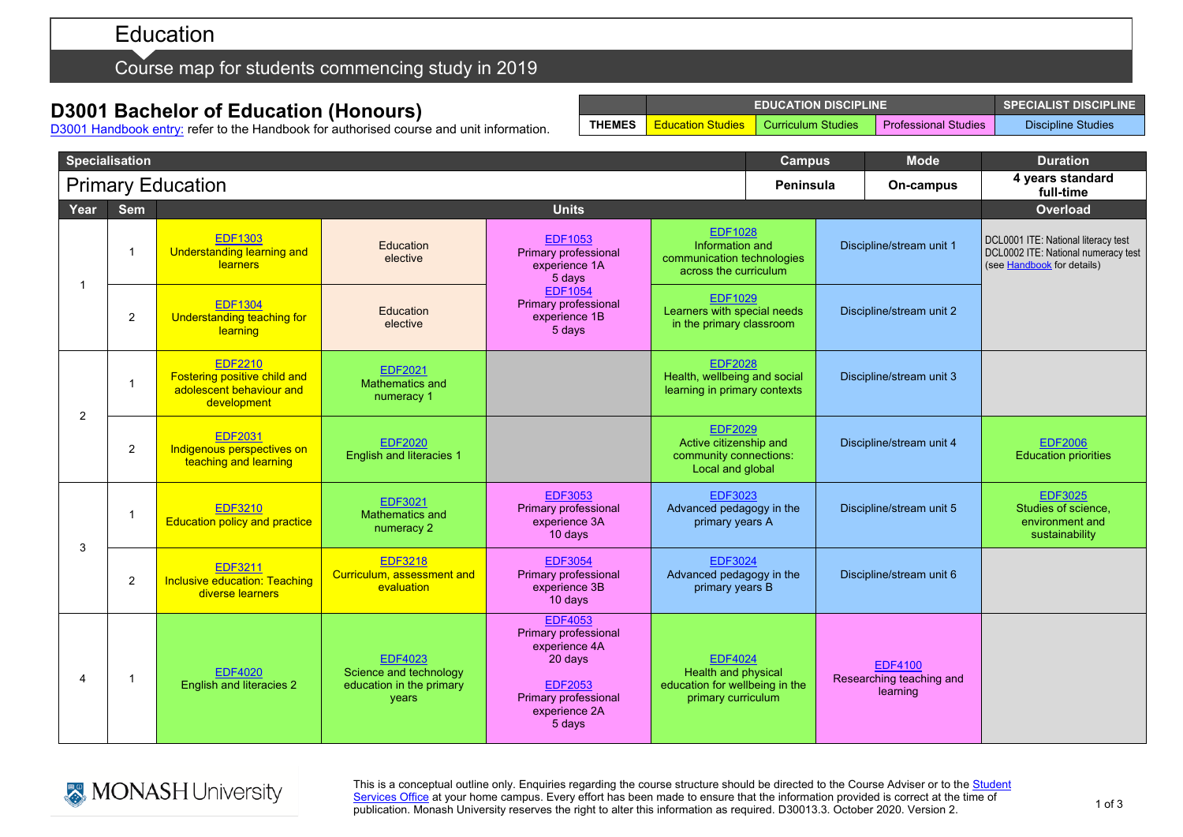# Education

## Course map for students commencing study in 2019

## D3001 Bachelor of Education (Honours)

D3001 Handbook entry: refer to the Handbook for authorised course and unit information.

| THEMES | EDUCATION DISCIPLINE | | | SPECIALIST DISCIPLINE |
|---|---|---|---|---|
| | Education Studies | Curriculum Studies | Professional Studies | Discipline Studies |

| Specialisation | Campus | Mode | Duration |
|---|---|---|---|
| Primary Education | Peninsula | On-campus | 4 years standard full-time |

| Year | Sem | Units | | | | | Overload |
|---|---|---|---|---|---|---|---|
| 1 | 1 | EDF1303 Understanding learning and learners | Education elective | EDF1053 Primary professional experience 1A 5 days | EDF1028 Information and communication technologies across the curriculum | Discipline/stream unit 1 | DCL0001 ITE: National literacy test<br>DCL0002 ITE: National numeracy test<br>(see Handbook for details) |
| 1 | 2 | EDF1304 Understanding teaching for learning | Education elective | EDF1054 Primary professional experience 1B 5 days | EDF1029 Learners with special needs in the primary classroom | Discipline/stream unit 2 | |
| 2 | 1 | EDF2210 Fostering positive child and adolescent behaviour and development | EDF2021 Mathematics and numeracy 1 | | EDF2028 Health, wellbeing and social learning in primary contexts | Discipline/stream unit 3 | |
| 2 | 2 | EDF2031 Indigenous perspectives on teaching and learning | EDF2020 English and literacies 1 | | EDF2029 Active citizenship and community connections: Local and global | Discipline/stream unit 4 | EDF2006 Education priorities |
| 3 | 1 | EDF3210 Education policy and practice | EDF3021 Mathematics and numeracy 2 | EDF3053 Primary professional experience 3A 10 days | EDF3023 Advanced pedagogy in the primary years A | Discipline/stream unit 5 | EDF3025 Studies of science, environment and sustainability |
| 3 | 2 | EDF3211 Inclusive education: Teaching diverse learners | EDF3218 Curriculum, assessment and evaluation | EDF3054 Primary professional experience 3B 10 days | EDF3024 Advanced pedagogy in the primary years B | Discipline/stream unit 6 | |
| 4 | 1 | EDF4020 English and literacies 2 | EDF4023 Science and technology education in the primary years | EDF4053 Primary professional experience 4A 20 days<br><br>EDF2053 Primary professional experience 2A 5 days | EDF4024 Health and physical education for wellbeing in the primary curriculum | EDF4100 Researching teaching and learning | |

This is a conceptual outline only. Enquiries regarding the course structure should be directed to the Course Adviser or to the Student Services Office at your home campus. Every effort has been made to ensure that the information provided is correct at the time of publication. Monash University reserves the right to alter this information as required. D30013.3. October 2020. Version 2.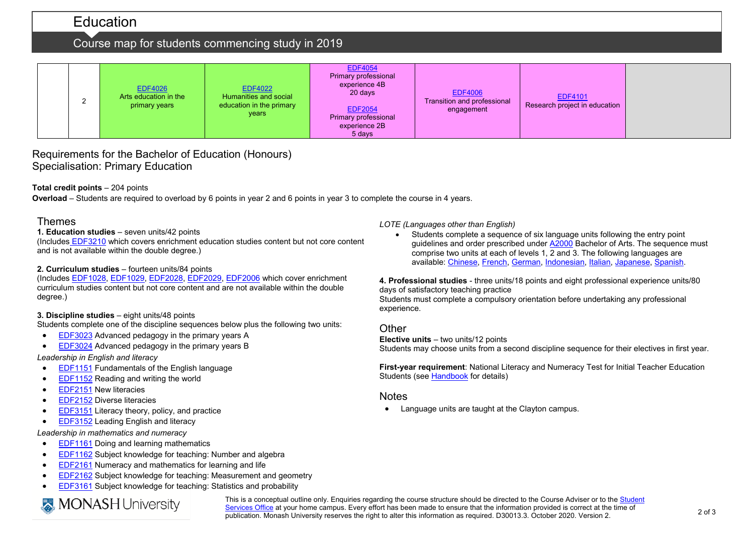# Education

## Course map for students commencing study in 2019

| | | | | | | | |
|---|---|---|---|---|---|---|---|
| | 2 | EDF4026 Arts education in the primary years | EDF4022 Humanities and social education in the primary years | EDF4054 Primary professional experience 4B 20 days<br><br>EDF2054 Primary professional experience 2B 5 days | EDF4006 Transition and professional engagement | EDF4101 Research project in education | |

## Requirements for the Bachelor of Education (Honours)
## Specialisation: Primary Education

**Total credit points** – 204 points

**Overload** – Students are required to overload by 6 points in year 2 and 6 points in year 3 to complete the course in 4 years.

### Themes

**1. Education studies** – seven units/42 points
(Includes EDF3210 which covers enrichment education studies content but not core content and is not available within the double degree.)

**2. Curriculum studies** – fourteen units/84 points
(Includes EDF1028, EDF1029, EDF2028, EDF2029, EDF2006 which cover enrichment curriculum studies content but not core content and are not available within the double degree.)

**3. Discipline studies** – eight units/48 points
Students complete one of the discipline sequences below plus the following two units:

- EDF3023 Advanced pedagogy in the primary years A
- EDF3024 Advanced pedagogy in the primary years B

*Leadership in English and literacy*

- EDF1151 Fundamentals of the English language
- EDF1152 Reading and writing the world
- EDF2151 New literacies
- EDF2152 Diverse literacies
- EDF3151 Literacy theory, policy, and practice
- EDF3152 Leading English and literacy

*Leadership in mathematics and numeracy*

- EDF1161 Doing and learning mathematics
- EDF1162 Subject knowledge for teaching: Number and algebra
- EDF2161 Numeracy and mathematics for learning and life
- EDF2162 Subject knowledge for teaching: Measurement and geometry
- EDF3161 Subject knowledge for teaching: Statistics and probability

*LOTE (Languages other than English)*

- Students complete a sequence of six language units following the entry point guidelines and order prescribed under A2000 Bachelor of Arts. The sequence must comprise two units at each of levels 1, 2 and 3. The following languages are available: Chinese, French, German, Indonesian, Italian, Japanese, Spanish.

**4. Professional studies** - three units/18 points and eight professional experience units/80 days of satisfactory teaching practice
Students must complete a compulsory orientation before undertaking any professional experience.

### Other

**Elective units** – two units/12 points
Students may choose units from a second discipline sequence for their electives in first year.

**First-year requirement**: National Literacy and Numeracy Test for Initial Teacher Education Students (see Handbook for details)

### Notes

- Language units are taught at the Clayton campus.

This is a conceptual outline only. Enquiries regarding the course structure should be directed to the Course Adviser or to the Student Services Office at your home campus. Every effort has been made to ensure that the information provided is correct at the time of publication. Monash University reserves the right to alter this information as required. D30013.3. October 2020. Version 2.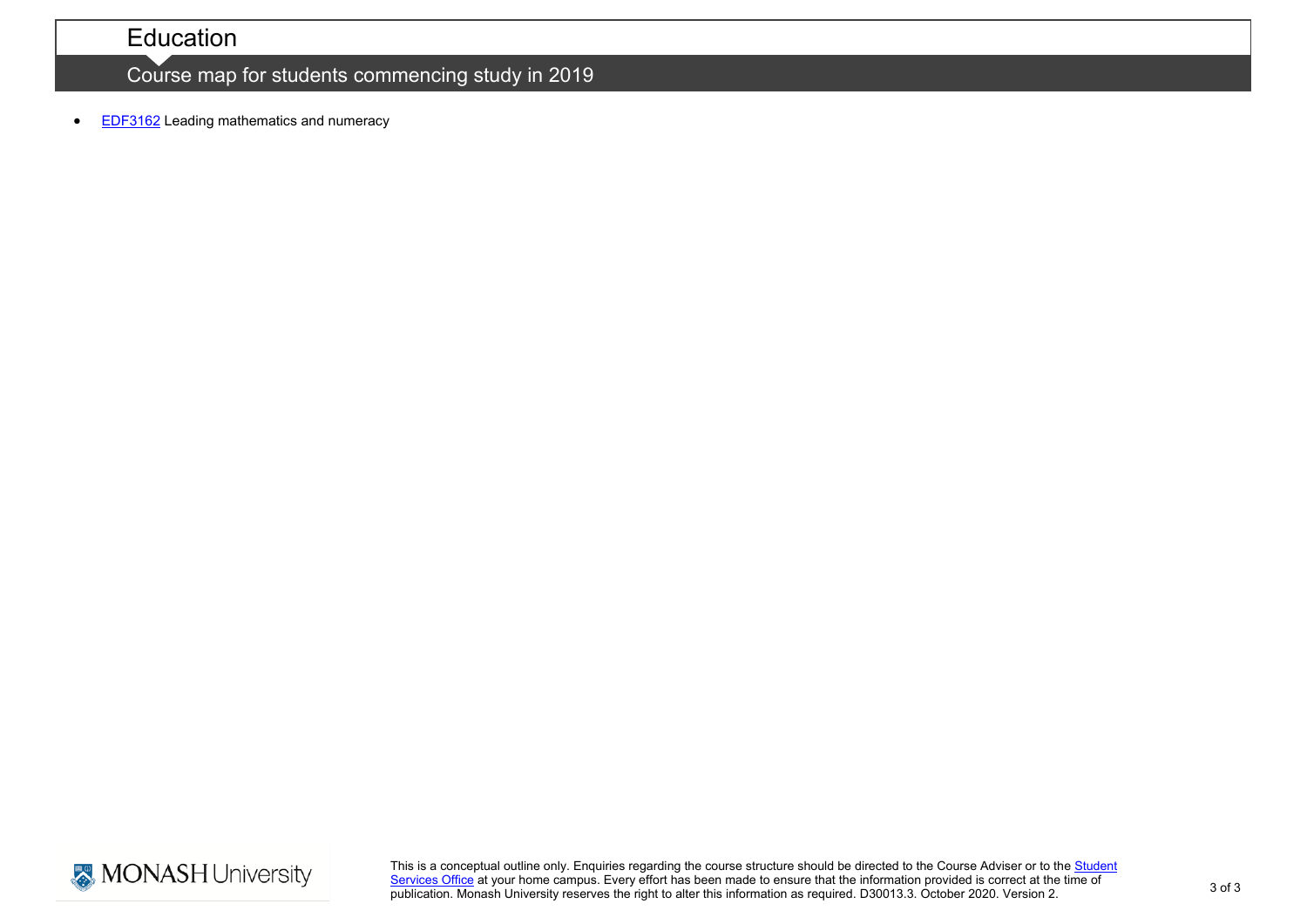- EDF3162 Leading mathematics and numeracy